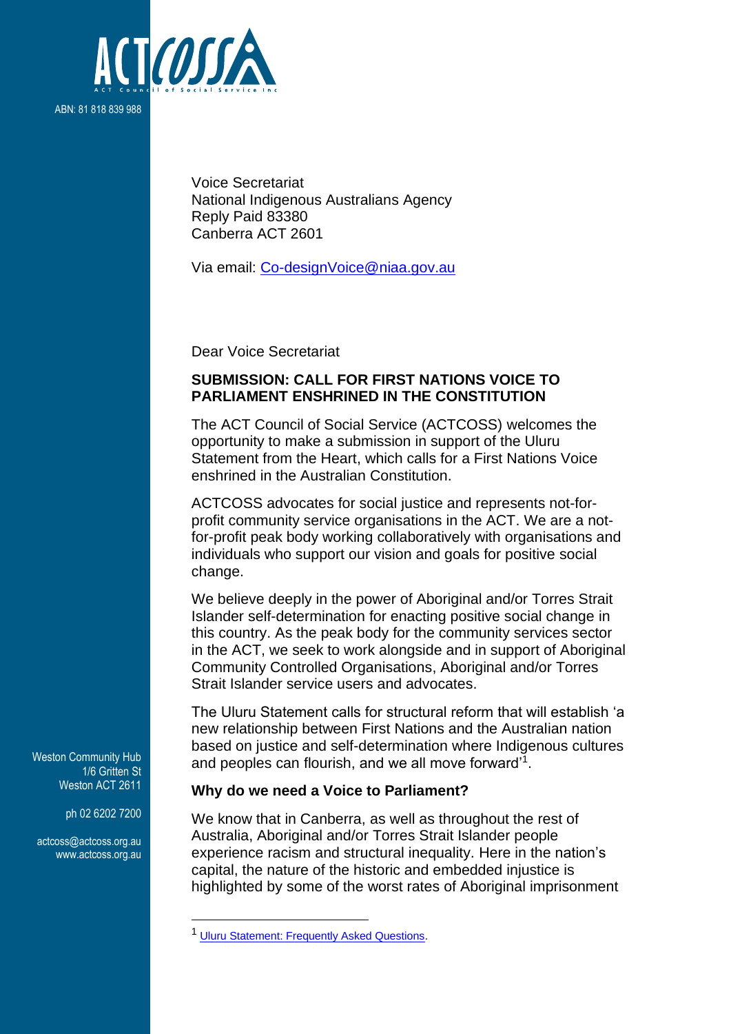ACTCOSS

ACT Council of Social Service Inc

ABN: 81 818 839 988

Voice Secretariat
National Indigenous Australians Agency
Reply Paid 83380
Canberra ACT 2601

Via email: Co-designVoice@niaa.gov.au

Dear Voice Secretariat

**SUBMISSION: CALL FOR FIRST NATIONS VOICE TO PARLIAMENT ENSHRINED IN THE CONSTITUTION**

The ACT Council of Social Service (ACTCOSS) welcomes the opportunity to make a submission in support of the Uluru Statement from the Heart, which calls for a First Nations Voice enshrined in the Australian Constitution.

ACTCOSS advocates for social justice and represents not-for-profit community service organisations in the ACT. We are a not-for-profit peak body working collaboratively with organisations and individuals who support our vision and goals for positive social change.

We believe deeply in the power of Aboriginal and/or Torres Strait Islander self-determination for enacting positive social change in this country. As the peak body for the community services sector in the ACT, we seek to work alongside and in support of Aboriginal Community Controlled Organisations, Aboriginal and/or Torres Strait Islander service users and advocates.

The Uluru Statement calls for structural reform that will establish 'a new relationship between First Nations and the Australian nation based on justice and self-determination where Indigenous cultures and peoples can flourish, and we all move forward'[1].

**Why do we need a Voice to Parliament?**

We know that in Canberra, as well as throughout the rest of Australia, Aboriginal and/or Torres Strait Islander people experience racism and structural inequality. Here in the nation's capital, the nature of the historic and embedded injustice is highlighted by some of the worst rates of Aboriginal imprisonment

Weston Community Hub
1/6 Gritten St
Weston ACT 2611

ph 02 6202 7200

actcoss@actcoss.org.au
www.actcoss.org.au

---

[1] Uluru Statement: Frequently Asked Questions.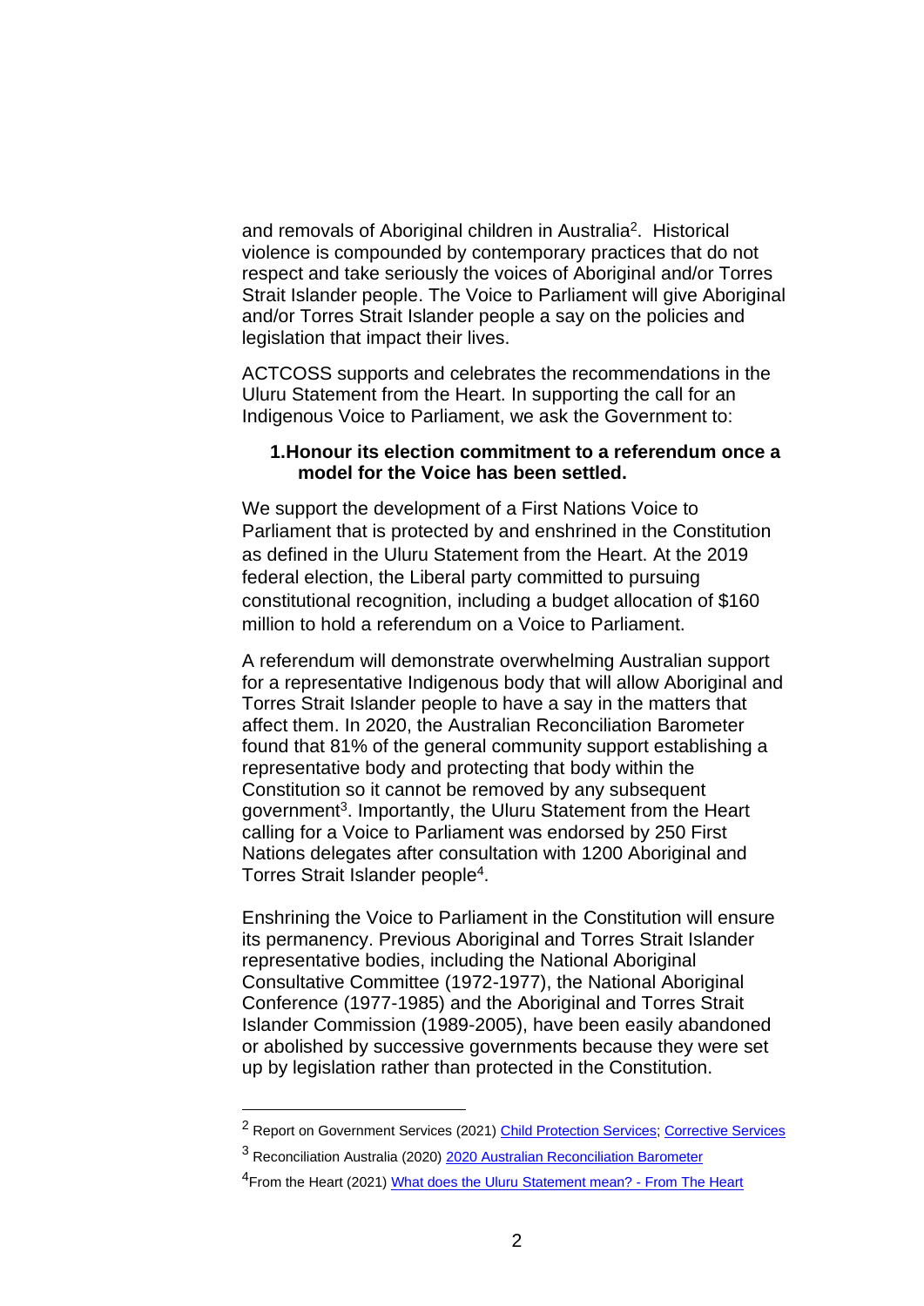and removals of Aboriginal children in Australia[2]. Historical violence is compounded by contemporary practices that do not respect and take seriously the voices of Aboriginal and/or Torres Strait Islander people. The Voice to Parliament will give Aboriginal and/or Torres Strait Islander people a say on the policies and legislation that impact their lives.

ACTCOSS supports and celebrates the recommendations in the Uluru Statement from the Heart. In supporting the call for an Indigenous Voice to Parliament, we ask the Government to:

1. **Honour its election commitment to a referendum once a model for the Voice has been settled.**

We support the development of a First Nations Voice to Parliament that is protected by and enshrined in the Constitution as defined in the Uluru Statement from the Heart. At the 2019 federal election, the Liberal party committed to pursuing constitutional recognition, including a budget allocation of $160 million to hold a referendum on a Voice to Parliament.

A referendum will demonstrate overwhelming Australian support for a representative Indigenous body that will allow Aboriginal and Torres Strait Islander people to have a say in the matters that affect them. In 2020, the Australian Reconciliation Barometer found that 81% of the general community support establishing a representative body and protecting that body within the Constitution so it cannot be removed by any subsequent government[3]. Importantly, the Uluru Statement from the Heart calling for a Voice to Parliament was endorsed by 250 First Nations delegates after consultation with 1200 Aboriginal and Torres Strait Islander people[4].

Enshrining the Voice to Parliament in the Constitution will ensure its permanency. Previous Aboriginal and Torres Strait Islander representative bodies, including the National Aboriginal Consultative Committee (1972-1977), the National Aboriginal Conference (1977-1985) and the Aboriginal and Torres Strait Islander Commission (1989-2005), have been easily abandoned or abolished by successive governments because they were set up by legislation rather than protected in the Constitution.

---

[2] Report on Government Services (2021) Child Protection Services; Corrective Services

[3] Reconciliation Australia (2020) 2020 Australian Reconciliation Barometer

[4] From the Heart (2021) What does the Uluru Statement mean? - From The Heart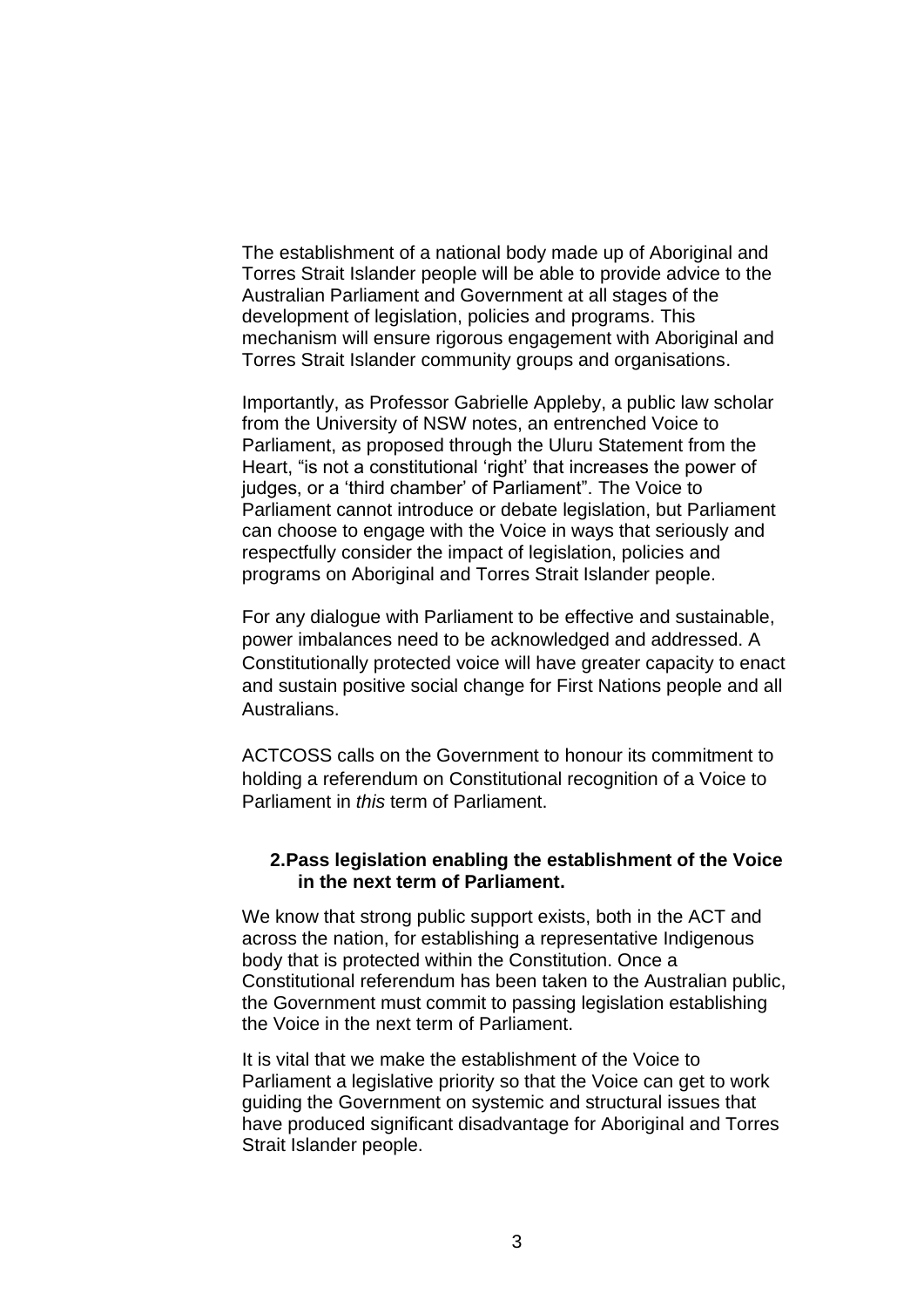The establishment of a national body made up of Aboriginal and Torres Strait Islander people will be able to provide advice to the Australian Parliament and Government at all stages of the development of legislation, policies and programs. This mechanism will ensure rigorous engagement with Aboriginal and Torres Strait Islander community groups and organisations.

Importantly, as Professor Gabrielle Appleby, a public law scholar from the University of NSW notes, an entrenched Voice to Parliament, as proposed through the Uluru Statement from the Heart, "is not a constitutional 'right' that increases the power of judges, or a 'third chamber' of Parliament". The Voice to Parliament cannot introduce or debate legislation, but Parliament can choose to engage with the Voice in ways that seriously and respectfully consider the impact of legislation, policies and programs on Aboriginal and Torres Strait Islander people.

For any dialogue with Parliament to be effective and sustainable, power imbalances need to be acknowledged and addressed. A Constitutionally protected voice will have greater capacity to enact and sustain positive social change for First Nations people and all Australians.

ACTCOSS calls on the Government to honour its commitment to holding a referendum on Constitutional recognition of a Voice to Parliament in *this* term of Parliament.

**2. Pass legislation enabling the establishment of the Voice in the next term of Parliament.**

We know that strong public support exists, both in the ACT and across the nation, for establishing a representative Indigenous body that is protected within the Constitution. Once a Constitutional referendum has been taken to the Australian public, the Government must commit to passing legislation establishing the Voice in the next term of Parliament.

It is vital that we make the establishment of the Voice to Parliament a legislative priority so that the Voice can get to work guiding the Government on systemic and structural issues that have produced significant disadvantage for Aboriginal and Torres Strait Islander people.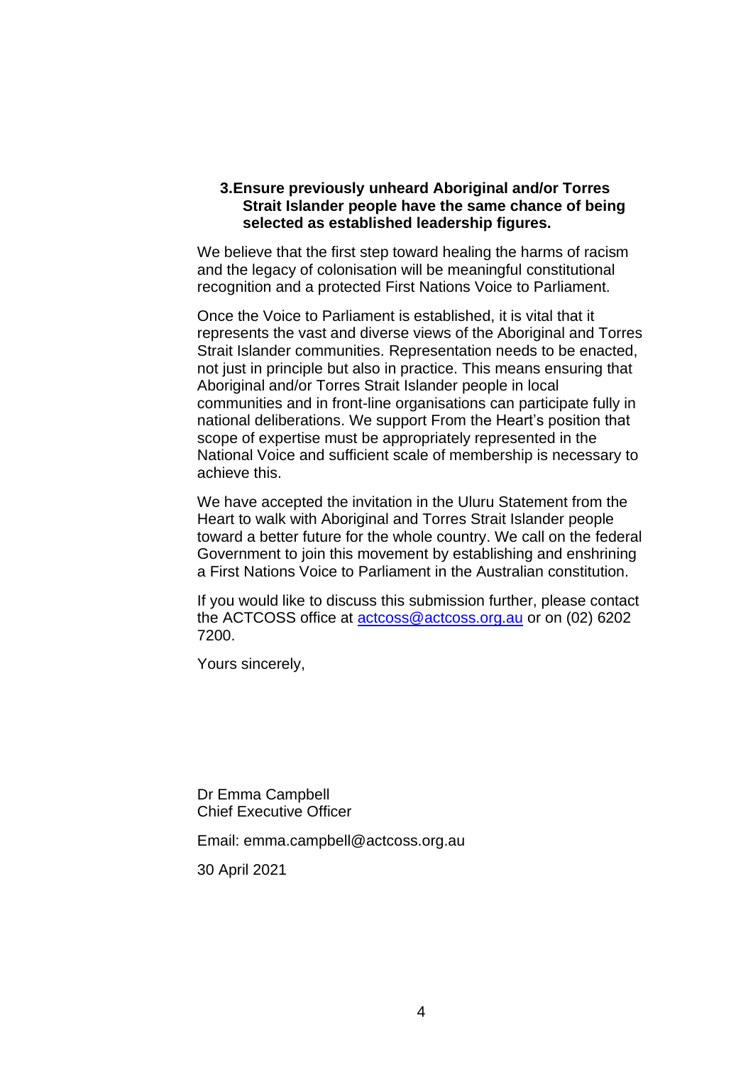### 3. Ensure previously unheard Aboriginal and/or Torres Strait Islander people have the same chance of being selected as established leadership figures.

We believe that the first step toward healing the harms of racism and the legacy of colonisation will be meaningful constitutional recognition and a protected First Nations Voice to Parliament.

Once the Voice to Parliament is established, it is vital that it represents the vast and diverse views of the Aboriginal and Torres Strait Islander communities. Representation needs to be enacted, not just in principle but also in practice. This means ensuring that Aboriginal and/or Torres Strait Islander people in local communities and in front-line organisations can participate fully in national deliberations. We support From the Heart's position that scope of expertise must be appropriately represented in the National Voice and sufficient scale of membership is necessary to achieve this.

We have accepted the invitation in the Uluru Statement from the Heart to walk with Aboriginal and Torres Strait Islander people toward a better future for the whole country. We call on the federal Government to join this movement by establishing and enshrining a First Nations Voice to Parliament in the Australian constitution.

If you would like to discuss this submission further, please contact the ACTCOSS office at [actcoss@actcoss.org.au](mailto:actcoss@actcoss.org.au) or on (02) 6202 7200.

Yours sincerely,

Dr Emma Campbell
Chief Executive Officer

Email: emma.campbell@actcoss.org.au

30 April 2021